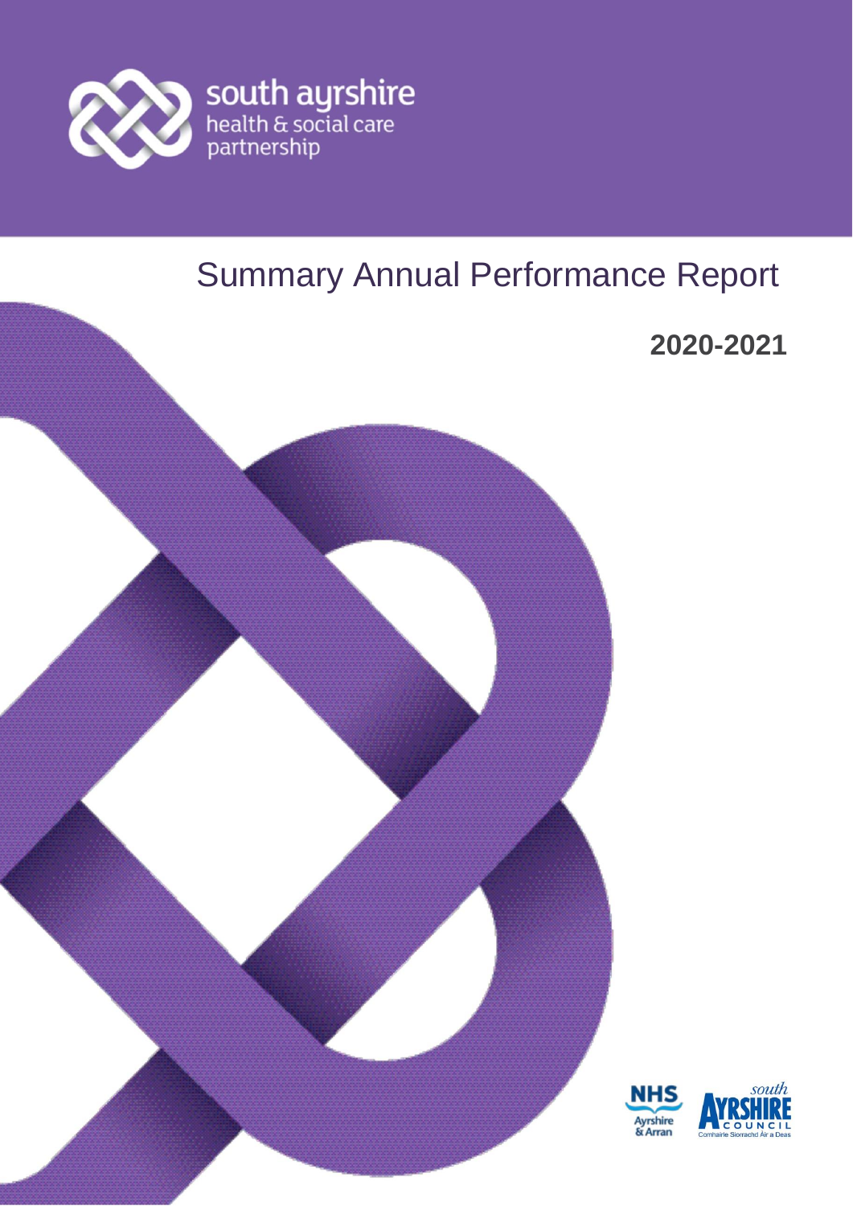south ayrshire
health & social care
partnership

# Summary Annual Performance Report

**2020-2021**

NHS Ayrshire & Arran

south AYRSHIRE COUNCIL
Comhairle Siorrachd Àir a Deas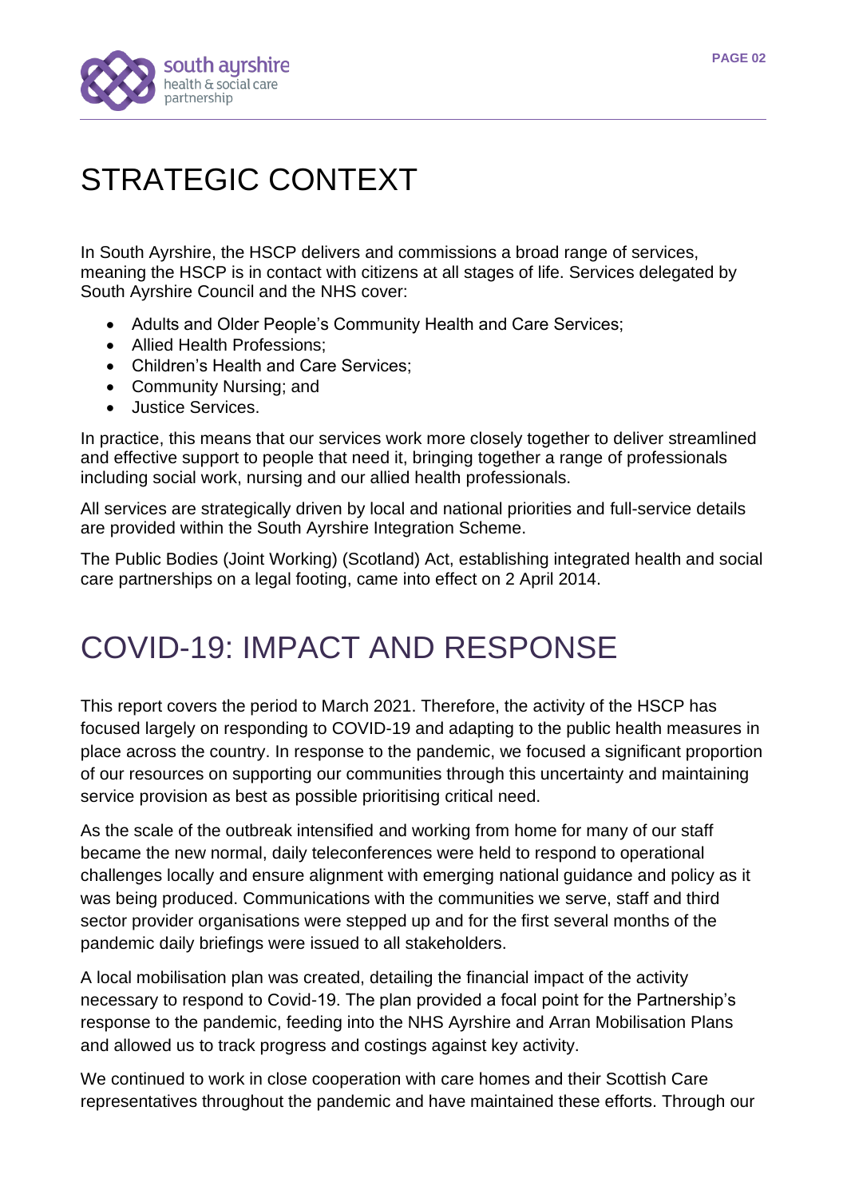# STRATEGIC CONTEXT

In South Ayrshire, the HSCP delivers and commissions a broad range of services, meaning the HSCP is in contact with citizens at all stages of life. Services delegated by South Ayrshire Council and the NHS cover:

- Adults and Older People's Community Health and Care Services;
- Allied Health Professions;
- Children's Health and Care Services;
- Community Nursing; and
- Justice Services.

In practice, this means that our services work more closely together to deliver streamlined and effective support to people that need it, bringing together a range of professionals including social work, nursing and our allied health professionals.

All services are strategically driven by local and national priorities and full-service details are provided within the South Ayrshire Integration Scheme.

The Public Bodies (Joint Working) (Scotland) Act, establishing integrated health and social care partnerships on a legal footing, came into effect on 2 April 2014.

# COVID-19: IMPACT AND RESPONSE

This report covers the period to March 2021. Therefore, the activity of the HSCP has focused largely on responding to COVID-19 and adapting to the public health measures in place across the country. In response to the pandemic, we focused a significant proportion of our resources on supporting our communities through this uncertainty and maintaining service provision as best as possible prioritising critical need.

As the scale of the outbreak intensified and working from home for many of our staff became the new normal, daily teleconferences were held to respond to operational challenges locally and ensure alignment with emerging national guidance and policy as it was being produced. Communications with the communities we serve, staff and third sector provider organisations were stepped up and for the first several months of the pandemic daily briefings were issued to all stakeholders.

A local mobilisation plan was created, detailing the financial impact of the activity necessary to respond to Covid-19. The plan provided a focal point for the Partnership's response to the pandemic, feeding into the NHS Ayrshire and Arran Mobilisation Plans and allowed us to track progress and costings against key activity.

We continued to work in close cooperation with care homes and their Scottish Care representatives throughout the pandemic and have maintained these efforts. Through our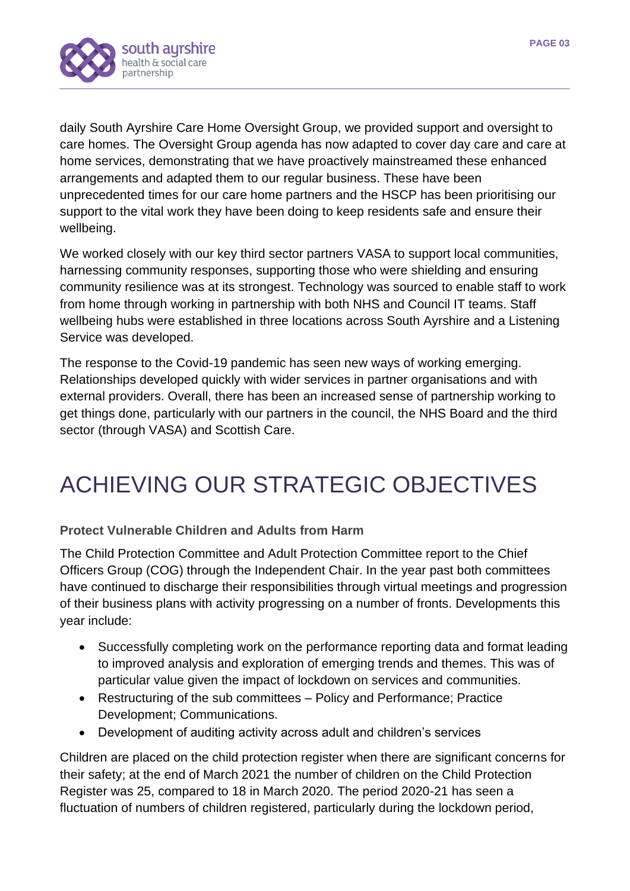daily South Ayrshire Care Home Oversight Group, we provided support and oversight to care homes. The Oversight Group agenda has now adapted to cover day care and care at home services, demonstrating that we have proactively mainstreamed these enhanced arrangements and adapted them to our regular business. These have been unprecedented times for our care home partners and the HSCP has been prioritising our support to the vital work they have been doing to keep residents safe and ensure their wellbeing.

We worked closely with our key third sector partners VASA to support local communities, harnessing community responses, supporting those who were shielding and ensuring community resilience was at its strongest. Technology was sourced to enable staff to work from home through working in partnership with both NHS and Council IT teams. Staff wellbeing hubs were established in three locations across South Ayrshire and a Listening Service was developed.

The response to the Covid-19 pandemic has seen new ways of working emerging. Relationships developed quickly with wider services in partner organisations and with external providers. Overall, there has been an increased sense of partnership working to get things done, particularly with our partners in the council, the NHS Board and the third sector (through VASA) and Scottish Care.

# ACHIEVING OUR STRATEGIC OBJECTIVES

### Protect Vulnerable Children and Adults from Harm

The Child Protection Committee and Adult Protection Committee report to the Chief Officers Group (COG) through the Independent Chair. In the year past both committees have continued to discharge their responsibilities through virtual meetings and progression of their business plans with activity progressing on a number of fronts. Developments this year include:

- Successfully completing work on the performance reporting data and format leading to improved analysis and exploration of emerging trends and themes. This was of particular value given the impact of lockdown on services and communities.
- Restructuring of the sub committees – Policy and Performance; Practice Development; Communications.
- Development of auditing activity across adult and children's services

Children are placed on the child protection register when there are significant concerns for their safety; at the end of March 2021 the number of children on the Child Protection Register was 25, compared to 18 in March 2020. The period 2020-21 has seen a fluctuation of numbers of children registered, particularly during the lockdown period,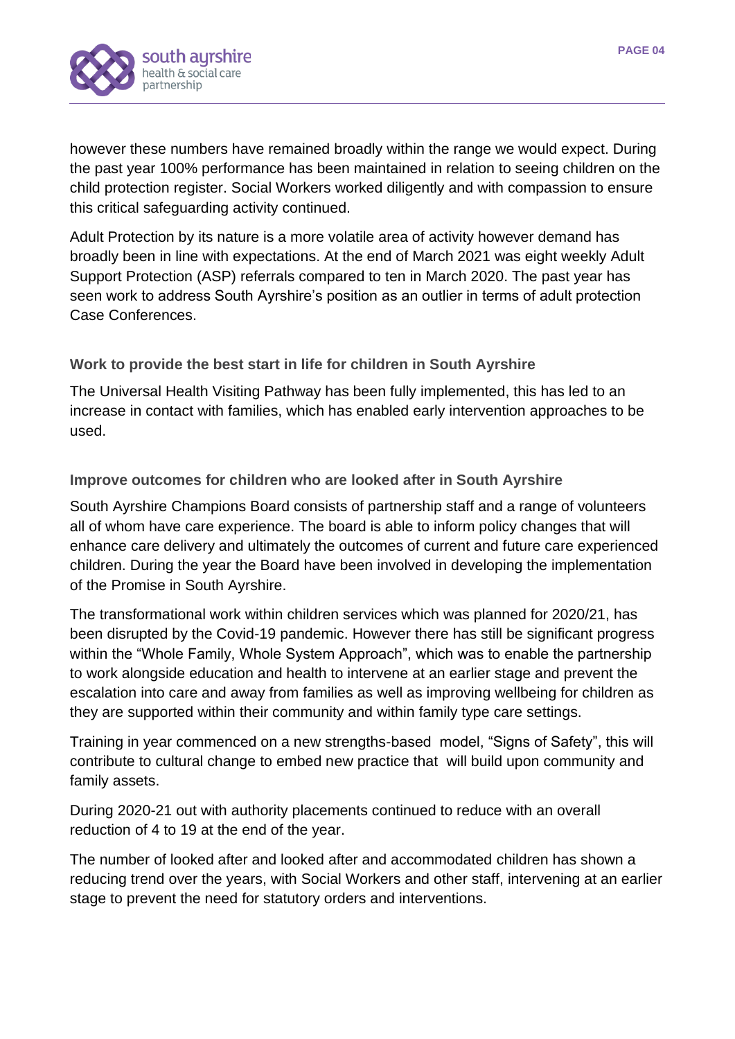however these numbers have remained broadly within the range we would expect. During the past year 100% performance has been maintained in relation to seeing children on the child protection register. Social Workers worked diligently and with compassion to ensure this critical safeguarding activity continued.

Adult Protection by its nature is a more volatile area of activity however demand has broadly been in line with expectations. At the end of March 2021 was eight weekly Adult Support Protection (ASP) referrals compared to ten in March 2020. The past year has seen work to address South Ayrshire's position as an outlier in terms of adult protection Case Conferences.

### Work to provide the best start in life for children in South Ayrshire

The Universal Health Visiting Pathway has been fully implemented, this has led to an increase in contact with families, which has enabled early intervention approaches to be used.

### Improve outcomes for children who are looked after in South Ayrshire

South Ayrshire Champions Board consists of partnership staff and a range of volunteers all of whom have care experience. The board is able to inform policy changes that will enhance care delivery and ultimately the outcomes of current and future care experienced children. During the year the Board have been involved in developing the implementation of the Promise in South Ayrshire.

The transformational work within children services which was planned for 2020/21, has been disrupted by the Covid-19 pandemic. However there has still be significant progress within the "Whole Family, Whole System Approach", which was to enable the partnership to work alongside education and health to intervene at an earlier stage and prevent the escalation into care and away from families as well as improving wellbeing for children as they are supported within their community and within family type care settings.

Training in year commenced on a new strengths-based model, "Signs of Safety", this will contribute to cultural change to embed new practice that will build upon community and family assets.

During 2020-21 out with authority placements continued to reduce with an overall reduction of 4 to 19 at the end of the year.

The number of looked after and looked after and accommodated children has shown a reducing trend over the years, with Social Workers and other staff, intervening at an earlier stage to prevent the need for statutory orders and interventions.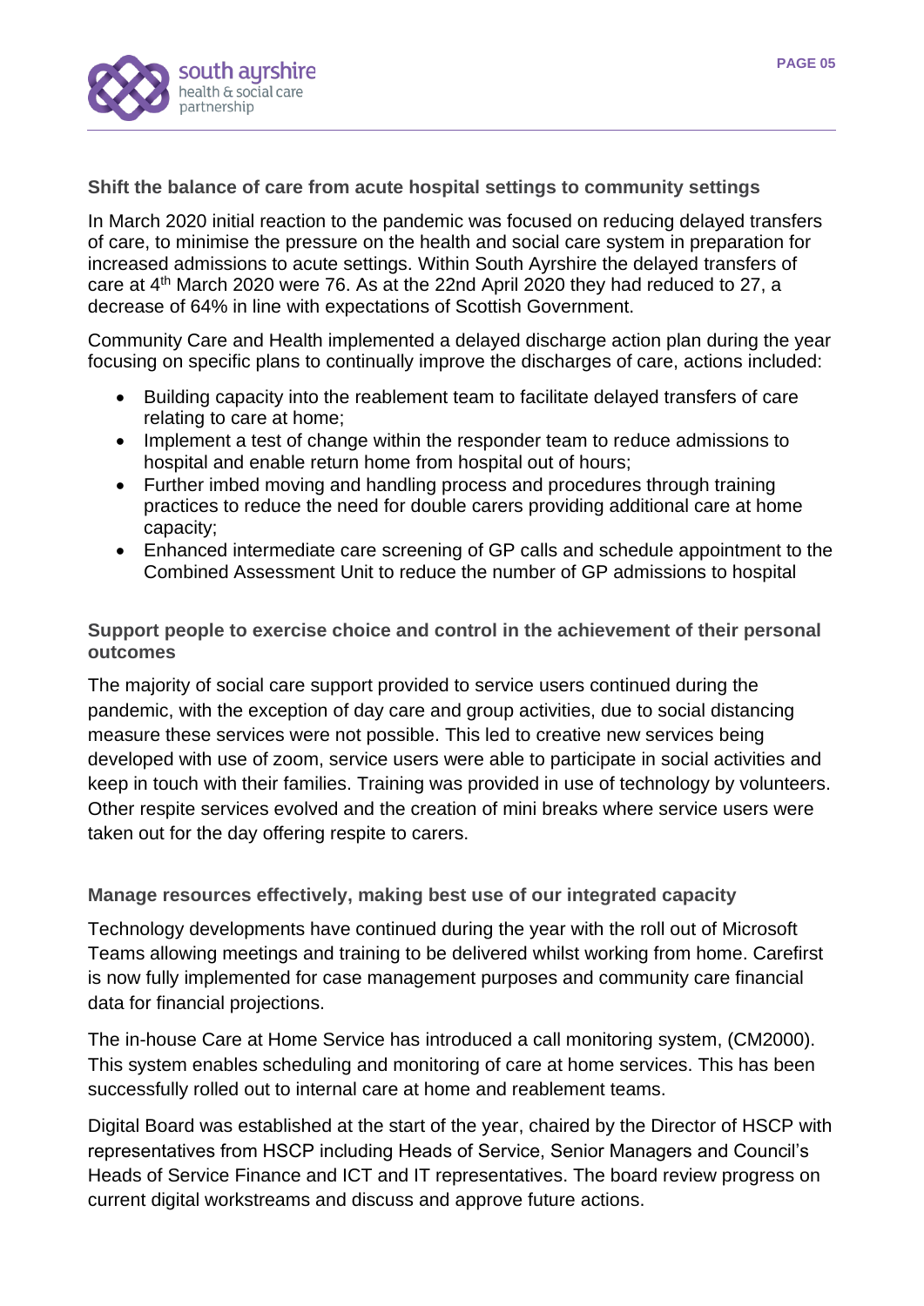### Shift the balance of care from acute hospital settings to community settings

In March 2020 initial reaction to the pandemic was focused on reducing delayed transfers of care, to minimise the pressure on the health and social care system in preparation for increased admissions to acute settings. Within South Ayrshire the delayed transfers of care at 4th March 2020 were 76. As at the 22nd April 2020 they had reduced to 27, a decrease of 64% in line with expectations of Scottish Government.

Community Care and Health implemented a delayed discharge action plan during the year focusing on specific plans to continually improve the discharges of care, actions included:

- Building capacity into the reablement team to facilitate delayed transfers of care relating to care at home;
- Implement a test of change within the responder team to reduce admissions to hospital and enable return home from hospital out of hours;
- Further imbed moving and handling process and procedures through training practices to reduce the need for double carers providing additional care at home capacity;
- Enhanced intermediate care screening of GP calls and schedule appointment to the Combined Assessment Unit to reduce the number of GP admissions to hospital

### Support people to exercise choice and control in the achievement of their personal outcomes

The majority of social care support provided to service users continued during the pandemic, with the exception of day care and group activities, due to social distancing measure these services were not possible. This led to creative new services being developed with use of zoom, service users were able to participate in social activities and keep in touch with their families. Training was provided in use of technology by volunteers. Other respite services evolved and the creation of mini breaks where service users were taken out for the day offering respite to carers.

### Manage resources effectively, making best use of our integrated capacity

Technology developments have continued during the year with the roll out of Microsoft Teams allowing meetings and training to be delivered whilst working from home. Carefirst is now fully implemented for case management purposes and community care financial data for financial projections.

The in-house Care at Home Service has introduced a call monitoring system, (CM2000). This system enables scheduling and monitoring of care at home services. This has been successfully rolled out to internal care at home and reablement teams.

Digital Board was established at the start of the year, chaired by the Director of HSCP with representatives from HSCP including Heads of Service, Senior Managers and Council's Heads of Service Finance and ICT and IT representatives. The board review progress on current digital workstreams and discuss and approve future actions.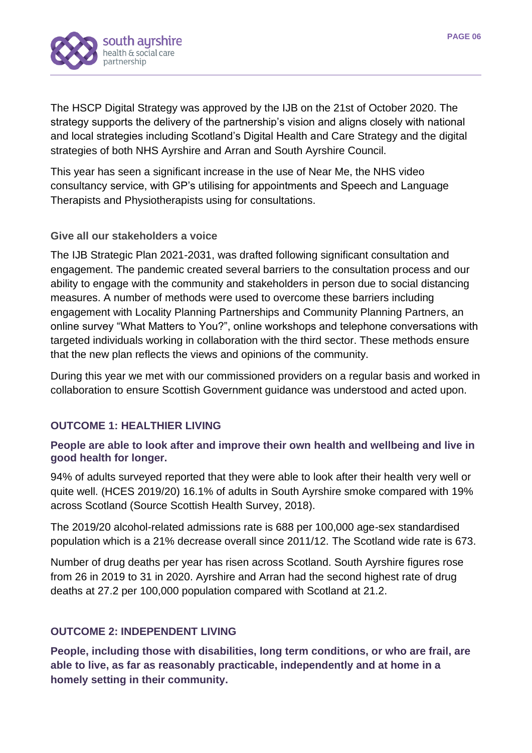The HSCP Digital Strategy was approved by the IJB on the 21st of October 2020. The strategy supports the delivery of the partnership's vision and aligns closely with national and local strategies including Scotland's Digital Health and Care Strategy and the digital strategies of both NHS Ayrshire and Arran and South Ayrshire Council.

This year has seen a significant increase in the use of Near Me, the NHS video consultancy service, with GP's utilising for appointments and Speech and Language Therapists and Physiotherapists using for consultations.

### Give all our stakeholders a voice

The IJB Strategic Plan 2021-2031, was drafted following significant consultation and engagement. The pandemic created several barriers to the consultation process and our ability to engage with the community and stakeholders in person due to social distancing measures. A number of methods were used to overcome these barriers including engagement with Locality Planning Partnerships and Community Planning Partners, an online survey "What Matters to You?", online workshops and telephone conversations with targeted individuals working in collaboration with the third sector. These methods ensure that the new plan reflects the views and opinions of the community.

During this year we met with our commissioned providers on a regular basis and worked in collaboration to ensure Scottish Government guidance was understood and acted upon.

## OUTCOME 1: HEALTHIER LIVING

**People are able to look after and improve their own health and wellbeing and live in good health for longer.**

94% of adults surveyed reported that they were able to look after their health very well or quite well. (HCES 2019/20) 16.1% of adults in South Ayrshire smoke compared with 19% across Scotland (Source Scottish Health Survey, 2018).

The 2019/20 alcohol-related admissions rate is 688 per 100,000 age-sex standardised population which is a 21% decrease overall since 2011/12. The Scotland wide rate is 673.

Number of drug deaths per year has risen across Scotland. South Ayrshire figures rose from 26 in 2019 to 31 in 2020. Ayrshire and Arran had the second highest rate of drug deaths at 27.2 per 100,000 population compared with Scotland at 21.2.

## OUTCOME 2: INDEPENDENT LIVING

**People, including those with disabilities, long term conditions, or who are frail, are able to live, as far as reasonably practicable, independently and at home in a homely setting in their community.**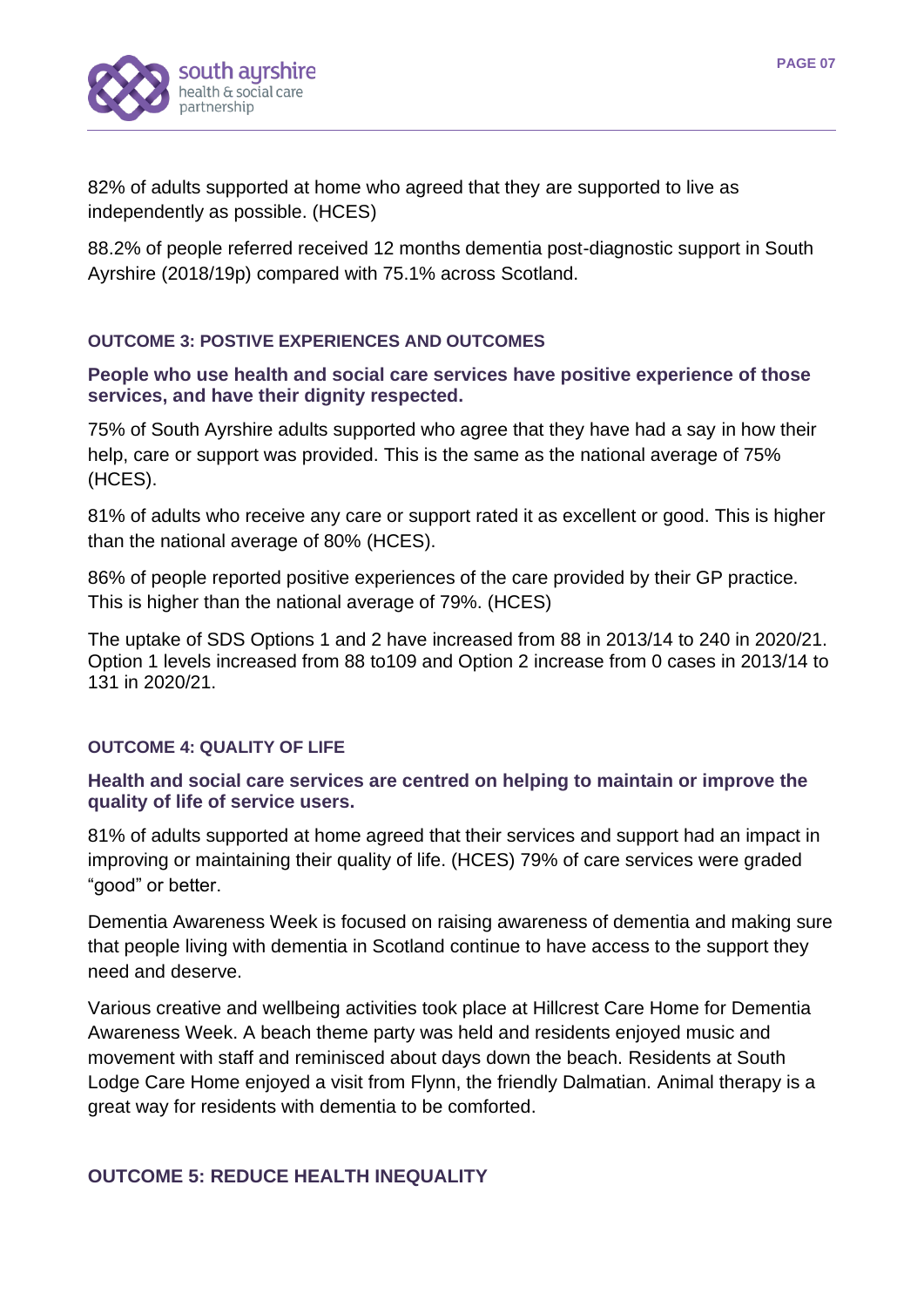82% of adults supported at home who agreed that they are supported to live as independently as possible. (HCES)

88.2% of people referred received 12 months dementia post-diagnostic support in South Ayrshire (2018/19p) compared with 75.1% across Scotland.

#### OUTCOME 3: POSTIVE EXPERIENCES AND OUTCOMES

**People who use health and social care services have positive experience of those services, and have their dignity respected.**

75% of South Ayrshire adults supported who agree that they have had a say in how their help, care or support was provided. This is the same as the national average of 75% (HCES).

81% of adults who receive any care or support rated it as excellent or good. This is higher than the national average of 80% (HCES).

86% of people reported positive experiences of the care provided by their GP practice. This is higher than the national average of 79%. (HCES)

The uptake of SDS Options 1 and 2 have increased from 88 in 2013/14 to 240 in 2020/21. Option 1 levels increased from 88 to109 and Option 2 increase from 0 cases in 2013/14 to 131 in 2020/21.

#### OUTCOME 4: QUALITY OF LIFE

**Health and social care services are centred on helping to maintain or improve the quality of life of service users.**

81% of adults supported at home agreed that their services and support had an impact in improving or maintaining their quality of life. (HCES) 79% of care services were graded "good" or better.

Dementia Awareness Week is focused on raising awareness of dementia and making sure that people living with dementia in Scotland continue to have access to the support they need and deserve.

Various creative and wellbeing activities took place at Hillcrest Care Home for Dementia Awareness Week. A beach theme party was held and residents enjoyed music and movement with staff and reminisced about days down the beach. Residents at South Lodge Care Home enjoyed a visit from Flynn, the friendly Dalmatian. Animal therapy is a great way for residents with dementia to be comforted.

#### OUTCOME 5: REDUCE HEALTH INEQUALITY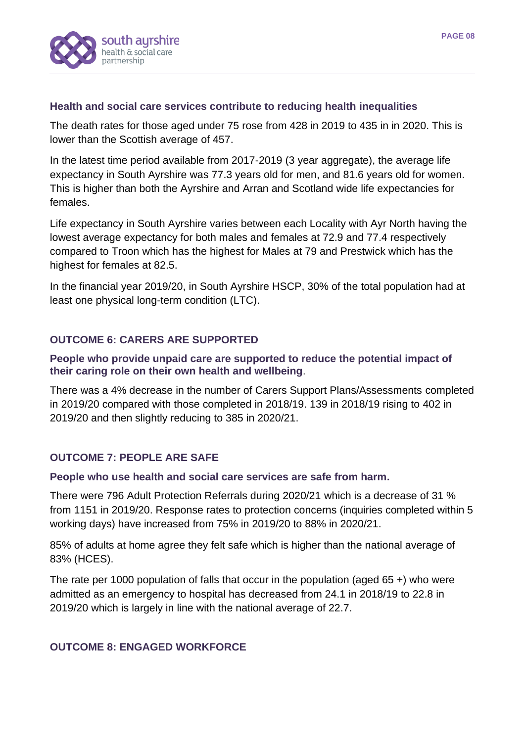### Health and social care services contribute to reducing health inequalities

The death rates for those aged under 75 rose from 428 in 2019 to 435 in in 2020. This is lower than the Scottish average of 457.

In the latest time period available from 2017-2019 (3 year aggregate), the average life expectancy in South Ayrshire was 77.3 years old for men, and 81.6 years old for women. This is higher than both the Ayrshire and Arran and Scotland wide life expectancies for females.

Life expectancy in South Ayrshire varies between each Locality with Ayr North having the lowest average expectancy for both males and females at 72.9 and 77.4 respectively compared to Troon which has the highest for Males at 79 and Prestwick which has the highest for females at 82.5.

In the financial year 2019/20, in South Ayrshire HSCP, 30% of the total population had at least one physical long-term condition (LTC).

## OUTCOME 6: CARERS ARE SUPPORTED

### People who provide unpaid care are supported to reduce the potential impact of their caring role on their own health and wellbeing.

There was a 4% decrease in the number of Carers Support Plans/Assessments completed in 2019/20 compared with those completed in 2018/19. 139 in 2018/19 rising to 402 in 2019/20 and then slightly reducing to 385 in 2020/21.

## OUTCOME 7: PEOPLE ARE SAFE

### People who use health and social care services are safe from harm.

There were 796 Adult Protection Referrals during 2020/21 which is a decrease of 31 % from 1151 in 2019/20. Response rates to protection concerns (inquiries completed within 5 working days) have increased from 75% in 2019/20 to 88% in 2020/21.

85% of adults at home agree they felt safe which is higher than the national average of 83% (HCES).

The rate per 1000 population of falls that occur in the population (aged 65 +) who were admitted as an emergency to hospital has decreased from 24.1 in 2018/19 to 22.8 in 2019/20 which is largely in line with the national average of 22.7.

## OUTCOME 8: ENGAGED WORKFORCE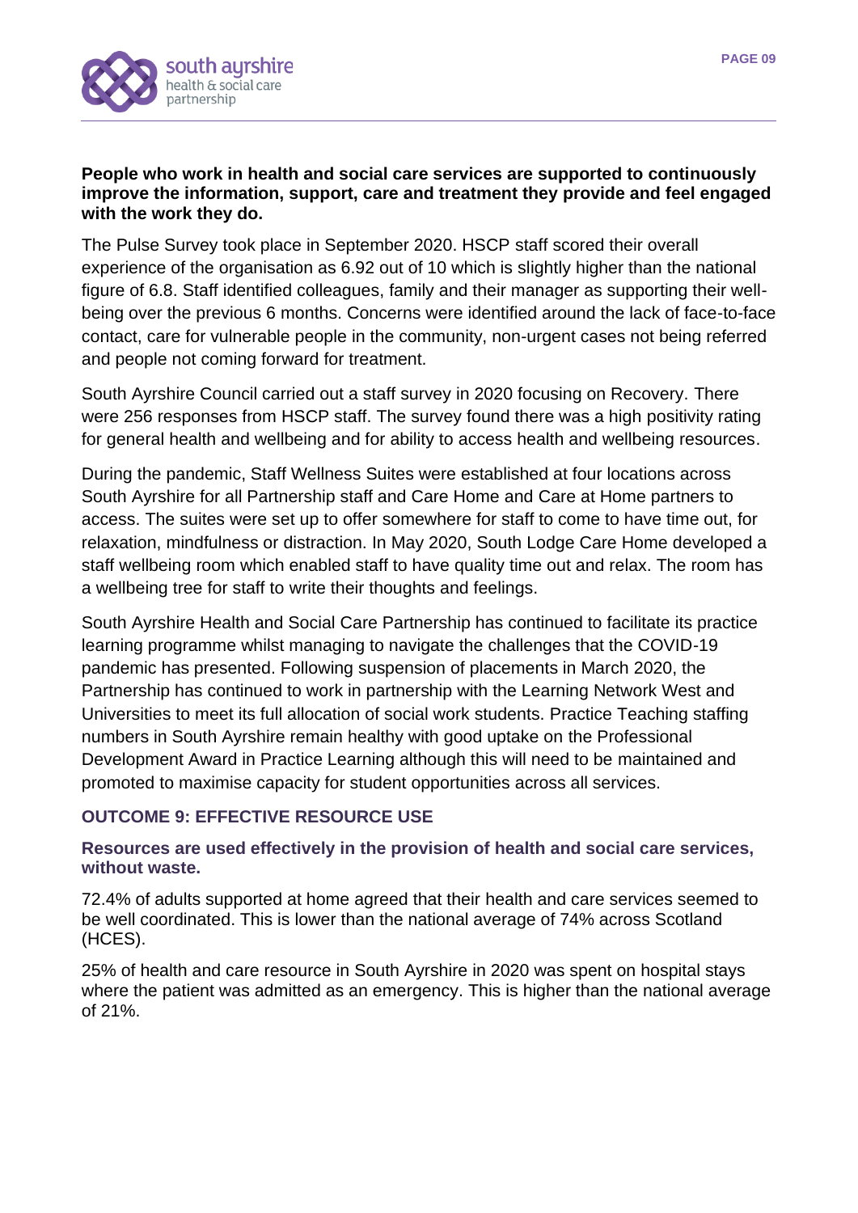**People who work in health and social care services are supported to continuously improve the information, support, care and treatment they provide and feel engaged with the work they do.**

The Pulse Survey took place in September 2020. HSCP staff scored their overall experience of the organisation as 6.92 out of 10 which is slightly higher than the national figure of 6.8. Staff identified colleagues, family and their manager as supporting their well-being over the previous 6 months. Concerns were identified around the lack of face-to-face contact, care for vulnerable people in the community, non-urgent cases not being referred and people not coming forward for treatment.

South Ayrshire Council carried out a staff survey in 2020 focusing on Recovery. There were 256 responses from HSCP staff. The survey found there was a high positivity rating for general health and wellbeing and for ability to access health and wellbeing resources.

During the pandemic, Staff Wellness Suites were established at four locations across South Ayrshire for all Partnership staff and Care Home and Care at Home partners to access. The suites were set up to offer somewhere for staff to come to have time out, for relaxation, mindfulness or distraction. In May 2020, South Lodge Care Home developed a staff wellbeing room which enabled staff to have quality time out and relax. The room has a wellbeing tree for staff to write their thoughts and feelings.

South Ayrshire Health and Social Care Partnership has continued to facilitate its practice learning programme whilst managing to navigate the challenges that the COVID-19 pandemic has presented. Following suspension of placements in March 2020, the Partnership has continued to work in partnership with the Learning Network West and Universities to meet its full allocation of social work students. Practice Teaching staffing numbers in South Ayrshire remain healthy with good uptake on the Professional Development Award in Practice Learning although this will need to be maintained and promoted to maximise capacity for student opportunities across all services.

## OUTCOME 9: EFFECTIVE RESOURCE USE

**Resources are used effectively in the provision of health and social care services, without waste.**

72.4% of adults supported at home agreed that their health and care services seemed to be well coordinated. This is lower than the national average of 74% across Scotland (HCES).

25% of health and care resource in South Ayrshire in 2020 was spent on hospital stays where the patient was admitted as an emergency. This is higher than the national average of 21%.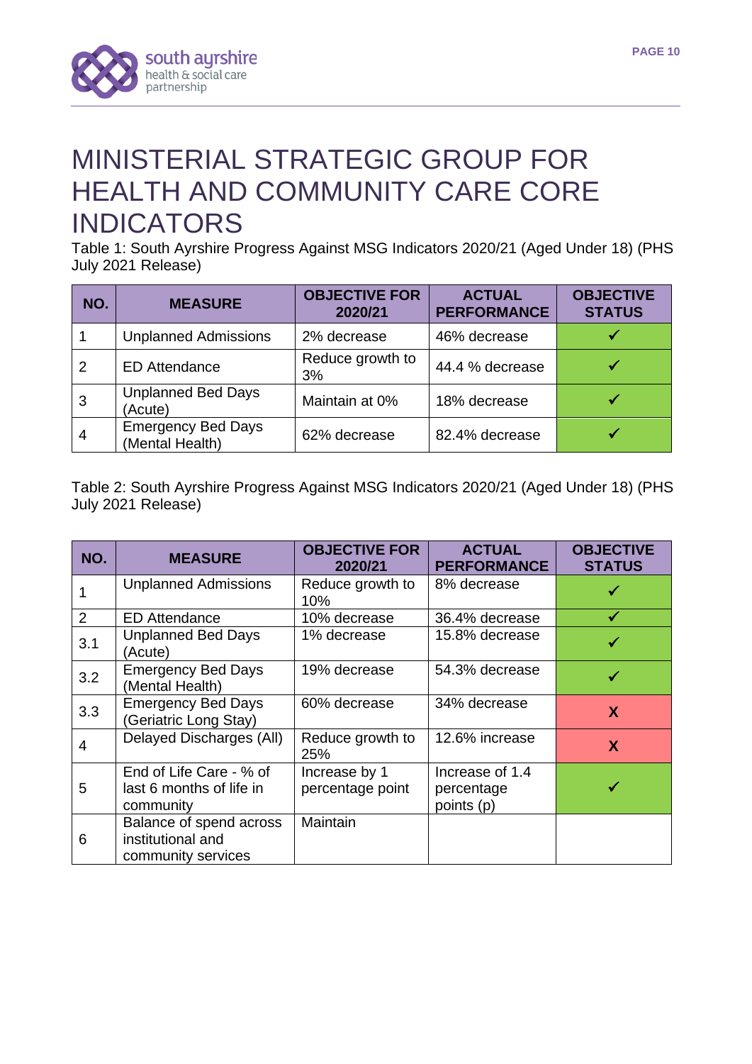# MINISTERIAL STRATEGIC GROUP FOR HEALTH AND COMMUNITY CARE CORE INDICATORS

Table 1: South Ayrshire Progress Against MSG Indicators 2020/21 (Aged Under 18) (PHS July 2021 Release)

| NO. | MEASURE | OBJECTIVE FOR 2020/21 | ACTUAL PERFORMANCE | OBJECTIVE STATUS |
|---|---|---|---|---|
| 1 | Unplanned Admissions | 2% decrease | 46% decrease | ✓ |
| 2 | ED Attendance | Reduce growth to 3% | 44.4 % decrease | ✓ |
| 3 | Unplanned Bed Days (Acute) | Maintain at 0% | 18% decrease | ✓ |
| 4 | Emergency Bed Days (Mental Health) | 62% decrease | 82.4% decrease | ✓ |

Table 2: South Ayrshire Progress Against MSG Indicators 2020/21 (Aged Under 18) (PHS July 2021 Release)

| NO. | MEASURE | OBJECTIVE FOR 2020/21 | ACTUAL PERFORMANCE | OBJECTIVE STATUS |
|---|---|---|---|---|
| 1 | Unplanned Admissions | Reduce growth to 10% | 8% decrease | ✓ |
| 2 | ED Attendance | 10% decrease | 36.4% decrease | ✓ |
| 3.1 | Unplanned Bed Days (Acute) | 1% decrease | 15.8% decrease | ✓ |
| 3.2 | Emergency Bed Days (Mental Health) | 19% decrease | 54.3% decrease | ✓ |
| 3.3 | Emergency Bed Days (Geriatric Long Stay) | 60% decrease | 34% decrease | X |
| 4 | Delayed Discharges (All) | Reduce growth to 25% | 12.6% increase | X |
| 5 | End of Life Care - % of last 6 months of life in community | Increase by 1 percentage point | Increase of 1.4 percentage points (p) | ✓ |
| 6 | Balance of spend across institutional and community services | Maintain | | |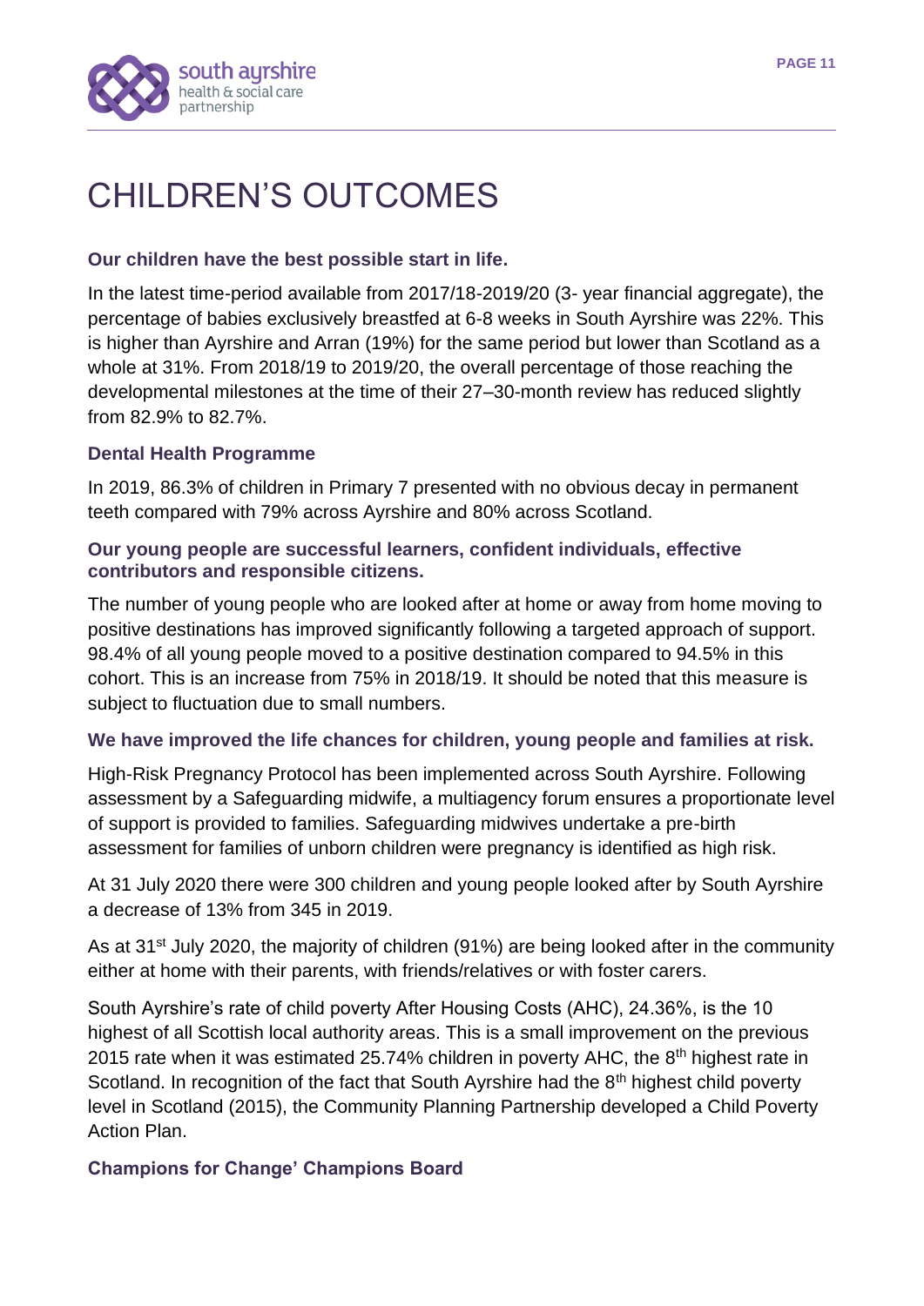# CHILDREN'S OUTCOMES

### Our children have the best possible start in life.

In the latest time-period available from 2017/18-2019/20 (3- year financial aggregate), the percentage of babies exclusively breastfed at 6-8 weeks in South Ayrshire was 22%. This is higher than Ayrshire and Arran (19%) for the same period but lower than Scotland as a whole at 31%. From 2018/19 to 2019/20, the overall percentage of those reaching the developmental milestones at the time of their 27–30-month review has reduced slightly from 82.9% to 82.7%.

### Dental Health Programme

In 2019, 86.3% of children in Primary 7 presented with no obvious decay in permanent teeth compared with 79% across Ayrshire and 80% across Scotland.

### Our young people are successful learners, confident individuals, effective contributors and responsible citizens.

The number of young people who are looked after at home or away from home moving to positive destinations has improved significantly following a targeted approach of support. 98.4% of all young people moved to a positive destination compared to 94.5% in this cohort. This is an increase from 75% in 2018/19. It should be noted that this measure is subject to fluctuation due to small numbers.

### We have improved the life chances for children, young people and families at risk.

High-Risk Pregnancy Protocol has been implemented across South Ayrshire. Following assessment by a Safeguarding midwife, a multiagency forum ensures a proportionate level of support is provided to families. Safeguarding midwives undertake a pre-birth assessment for families of unborn children were pregnancy is identified as high risk.

At 31 July 2020 there were 300 children and young people looked after by South Ayrshire a decrease of 13% from 345 in 2019.

As at 31st July 2020, the majority of children (91%) are being looked after in the community either at home with their parents, with friends/relatives or with foster carers.

South Ayrshire's rate of child poverty After Housing Costs (AHC), 24.36%, is the 10 highest of all Scottish local authority areas. This is a small improvement on the previous 2015 rate when it was estimated 25.74% children in poverty AHC, the 8th highest rate in Scotland. In recognition of the fact that South Ayrshire had the 8th highest child poverty level in Scotland (2015), the Community Planning Partnership developed a Child Poverty Action Plan.

### Champions for Change' Champions Board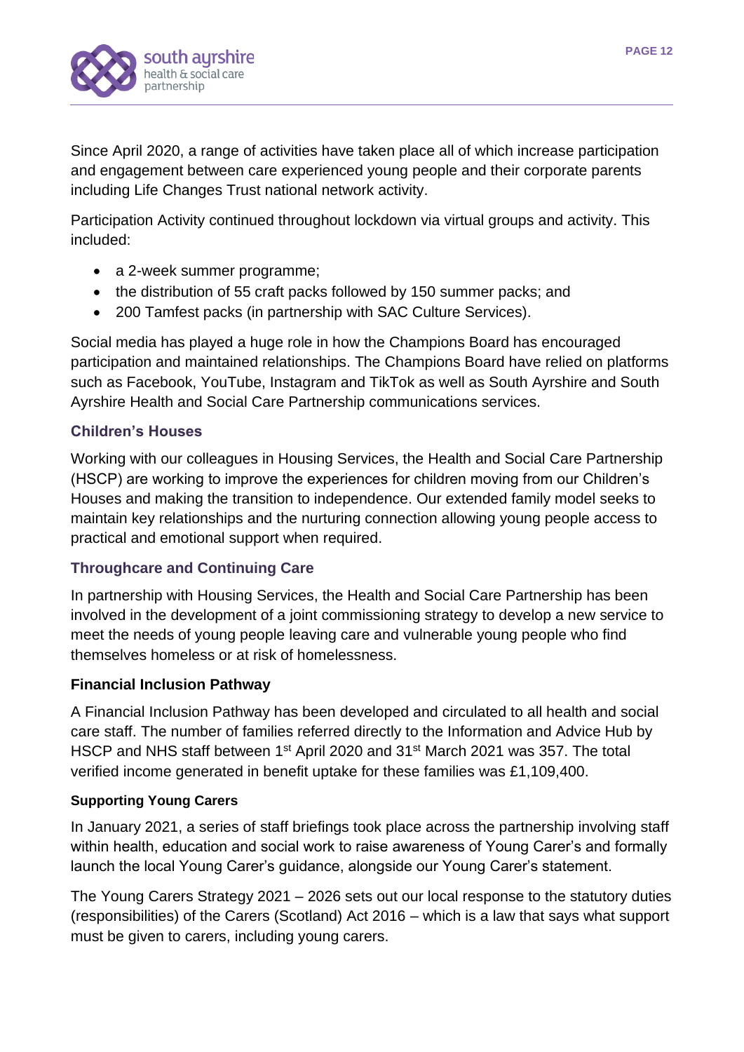Since April 2020, a range of activities have taken place all of which increase participation and engagement between care experienced young people and their corporate parents including Life Changes Trust national network activity.

Participation Activity continued throughout lockdown via virtual groups and activity. This included:

- a 2-week summer programme;
- the distribution of 55 craft packs followed by 150 summer packs; and
- 200 Tamfest packs (in partnership with SAC Culture Services).

Social media has played a huge role in how the Champions Board has encouraged participation and maintained relationships. The Champions Board have relied on platforms such as Facebook, YouTube, Instagram and TikTok as well as South Ayrshire and South Ayrshire Health and Social Care Partnership communications services.

### Children's Houses

Working with our colleagues in Housing Services, the Health and Social Care Partnership (HSCP) are working to improve the experiences for children moving from our Children's Houses and making the transition to independence. Our extended family model seeks to maintain key relationships and the nurturing connection allowing young people access to practical and emotional support when required.

### Throughcare and Continuing Care

In partnership with Housing Services, the Health and Social Care Partnership has been involved in the development of a joint commissioning strategy to develop a new service to meet the needs of young people leaving care and vulnerable young people who find themselves homeless or at risk of homelessness.

### Financial Inclusion Pathway

A Financial Inclusion Pathway has been developed and circulated to all health and social care staff. The number of families referred directly to the Information and Advice Hub by HSCP and NHS staff between 1st April 2020 and 31st March 2021 was 357. The total verified income generated in benefit uptake for these families was £1,109,400.

#### Supporting Young Carers

In January 2021, a series of staff briefings took place across the partnership involving staff within health, education and social work to raise awareness of Young Carer's and formally launch the local Young Carer's guidance, alongside our Young Carer's statement.

The Young Carers Strategy 2021 – 2026 sets out our local response to the statutory duties (responsibilities) of the Carers (Scotland) Act 2016 – which is a law that says what support must be given to carers, including young carers.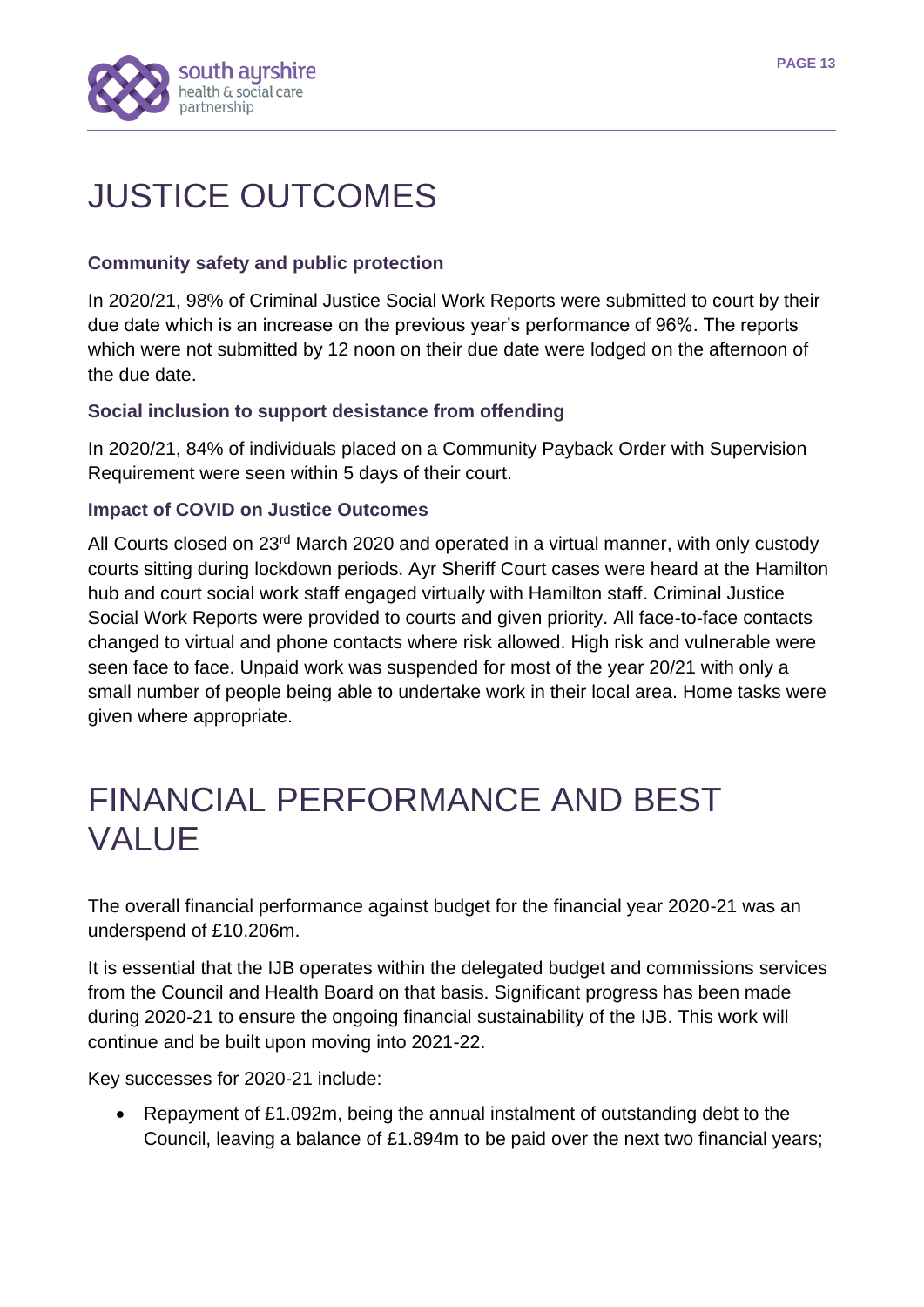# JUSTICE OUTCOMES

### Community safety and public protection

In 2020/21, 98% of Criminal Justice Social Work Reports were submitted to court by their due date which is an increase on the previous year's performance of 96%. The reports which were not submitted by 12 noon on their due date were lodged on the afternoon of the due date.

### Social inclusion to support desistance from offending

In 2020/21, 84% of individuals placed on a Community Payback Order with Supervision Requirement were seen within 5 days of their court.

### Impact of COVID on Justice Outcomes

All Courts closed on 23rd March 2020 and operated in a virtual manner, with only custody courts sitting during lockdown periods. Ayr Sheriff Court cases were heard at the Hamilton hub and court social work staff engaged virtually with Hamilton staff. Criminal Justice Social Work Reports were provided to courts and given priority. All face-to-face contacts changed to virtual and phone contacts where risk allowed. High risk and vulnerable were seen face to face. Unpaid work was suspended for most of the year 20/21 with only a small number of people being able to undertake work in their local area. Home tasks were given where appropriate.

# FINANCIAL PERFORMANCE AND BEST VALUE

The overall financial performance against budget for the financial year 2020-21 was an underspend of £10.206m.

It is essential that the IJB operates within the delegated budget and commissions services from the Council and Health Board on that basis. Significant progress has been made during 2020-21 to ensure the ongoing financial sustainability of the IJB. This work will continue and be built upon moving into 2021-22.

Key successes for 2020-21 include:

- Repayment of £1.092m, being the annual instalment of outstanding debt to the Council, leaving a balance of £1.894m to be paid over the next two financial years;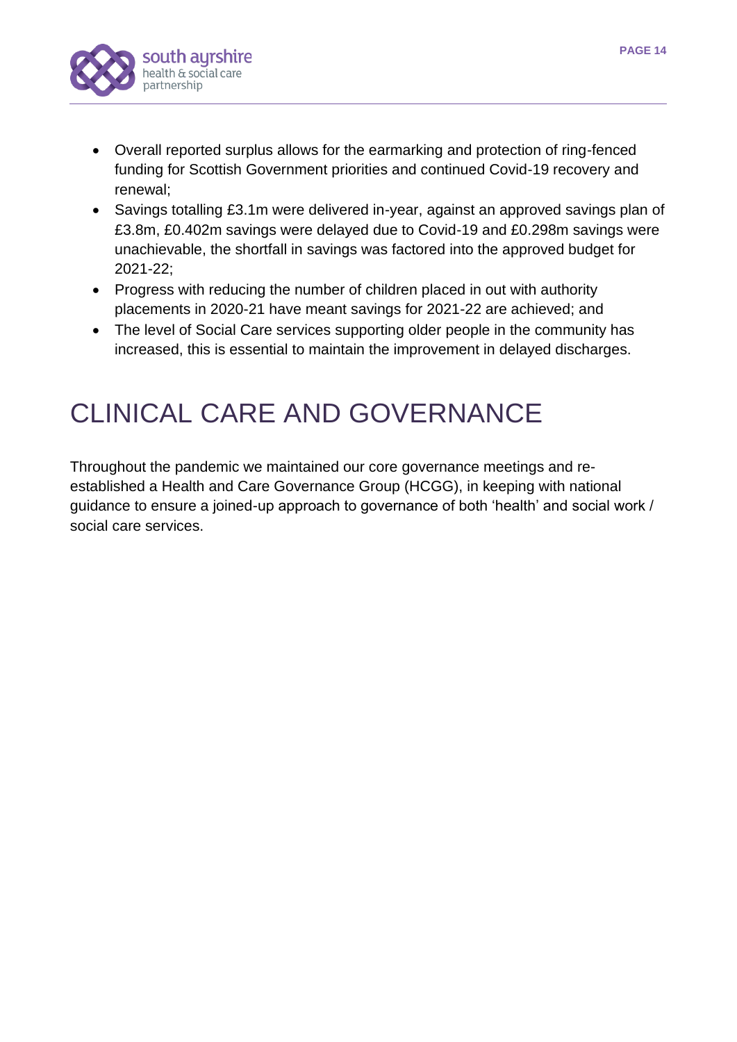- Overall reported surplus allows for the earmarking and protection of ring-fenced funding for Scottish Government priorities and continued Covid-19 recovery and renewal;
- Savings totalling £3.1m were delivered in-year, against an approved savings plan of £3.8m, £0.402m savings were delayed due to Covid-19 and £0.298m savings were unachievable, the shortfall in savings was factored into the approved budget for 2021-22;
- Progress with reducing the number of children placed in out with authority placements in 2020-21 have meant savings for 2021-22 are achieved; and
- The level of Social Care services supporting older people in the community has increased, this is essential to maintain the improvement in delayed discharges.

# CLINICAL CARE AND GOVERNANCE

Throughout the pandemic we maintained our core governance meetings and re-established a Health and Care Governance Group (HCGG), in keeping with national guidance to ensure a joined-up approach to governance of both 'health' and social work / social care services.